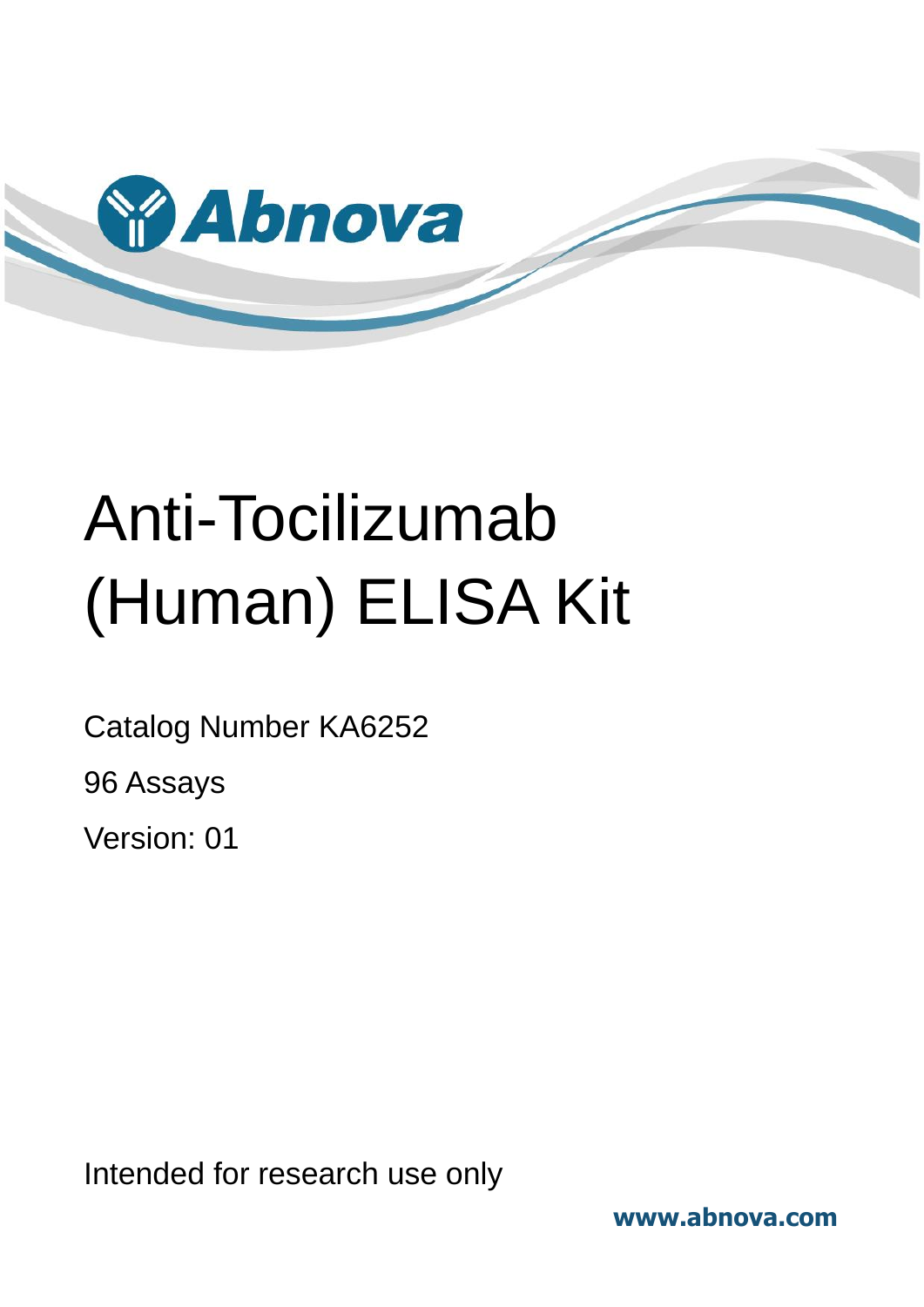Abnova

# Anti-Tocilizumab (Human) ELISA Kit

Catalog Number KA6252

96 Assays

Version: 01

Intended for research use only

www.abnova.com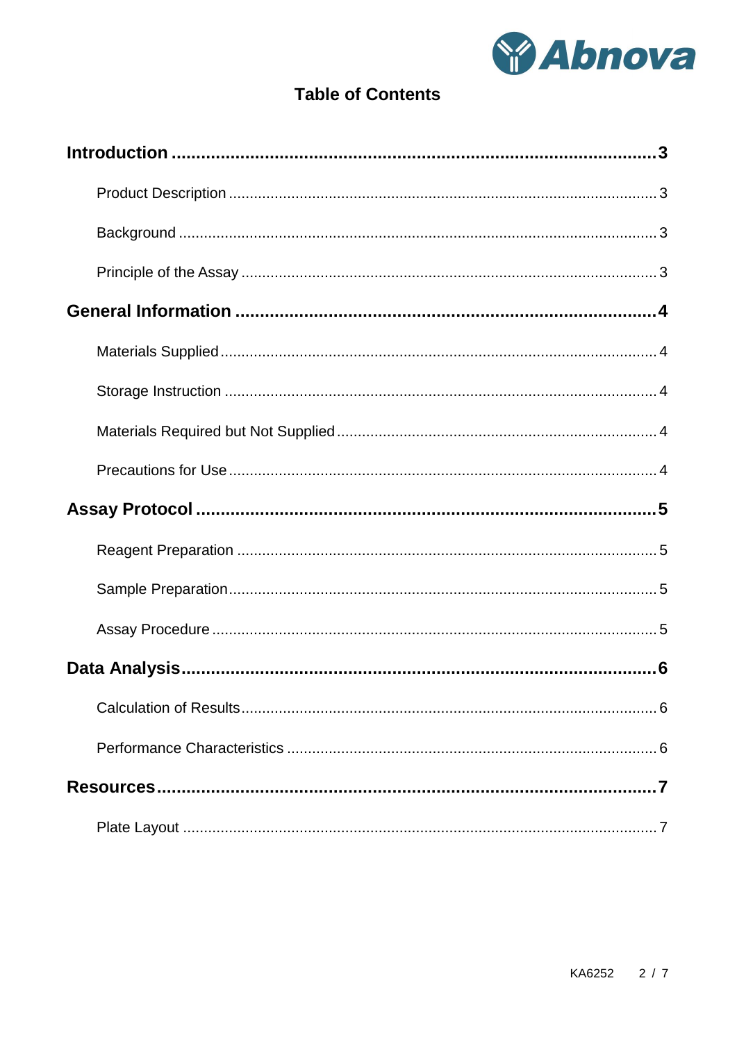# Table of Contents

**Introduction** ........................................................................ **3**

- Product Description ........................................................................ 3
- Background ........................................................................ 3
- Principle of the Assay ........................................................................ 3

**General Information** ........................................................................ **4**

- Materials Supplied ........................................................................ 4
- Storage Instruction ........................................................................ 4
- Materials Required but Not Supplied ........................................................................ 4
- Precautions for Use ........................................................................ 4

**Assay Protocol** ........................................................................ **5**

- Reagent Preparation ........................................................................ 5
- Sample Preparation ........................................................................ 5
- Assay Procedure ........................................................................ 5

**Data Analysis** ........................................................................ **6**

- Calculation of Results ........................................................................ 6
- Performance Characteristics ........................................................................ 6

**Resources** ........................................................................ **7**

- Plate Layout ........................................................................ 7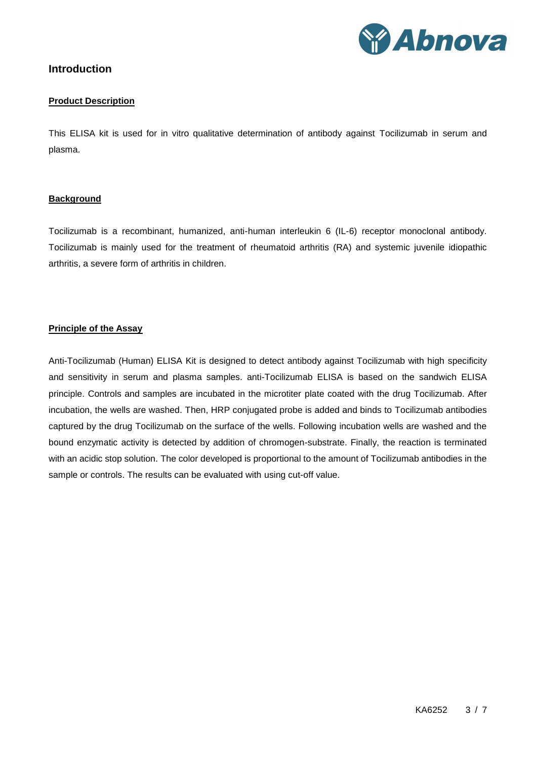# Introduction

## Product Description

This ELISA kit is used for in vitro qualitative determination of antibody against Tocilizumab in serum and plasma.

## Background

Tocilizumab is a recombinant, humanized, anti-human interleukin 6 (IL-6) receptor monoclonal antibody. Tocilizumab is mainly used for the treatment of rheumatoid arthritis (RA) and systemic juvenile idiopathic arthritis, a severe form of arthritis in children.

## Principle of the Assay

Anti-Tocilizumab (Human) ELISA Kit is designed to detect antibody against Tocilizumab with high specificity and sensitivity in serum and plasma samples. anti-Tocilizumab ELISA is based on the sandwich ELISA principle. Controls and samples are incubated in the microtiter plate coated with the drug Tocilizumab. After incubation, the wells are washed. Then, HRP conjugated probe is added and binds to Tocilizumab antibodies captured by the drug Tocilizumab on the surface of the wells. Following incubation wells are washed and the bound enzymatic activity is detected by addition of chromogen-substrate. Finally, the reaction is terminated with an acidic stop solution. The color developed is proportional to the amount of Tocilizumab antibodies in the sample or controls. The results can be evaluated with using cut-off value.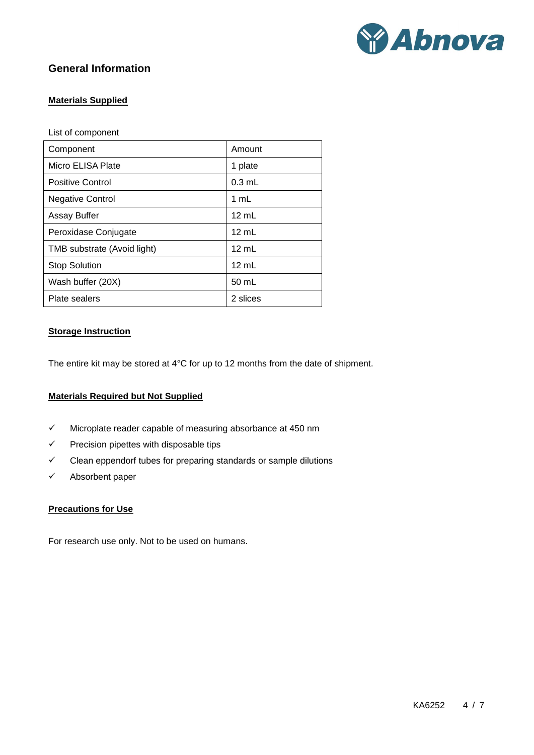## General Information

**Materials Supplied**

List of component

| Component | Amount |
|---|---|
| Micro ELISA Plate | 1 plate |
| Positive Control | 0.3 mL |
| Negative Control | 1 mL |
| Assay Buffer | 12 mL |
| Peroxidase Conjugate | 12 mL |
| TMB substrate (Avoid light) | 12 mL |
| Stop Solution | 12 mL |
| Wash buffer (20X) | 50 mL |
| Plate sealers | 2 slices |

**Storage Instruction**

The entire kit may be stored at 4°C for up to 12 months from the date of shipment.

**Materials Required but Not Supplied**

- ✓ Microplate reader capable of measuring absorbance at 450 nm
- ✓ Precision pipettes with disposable tips
- ✓ Clean eppendorf tubes for preparing standards or sample dilutions
- ✓ Absorbent paper

**Precautions for Use**

For research use only. Not to be used on humans.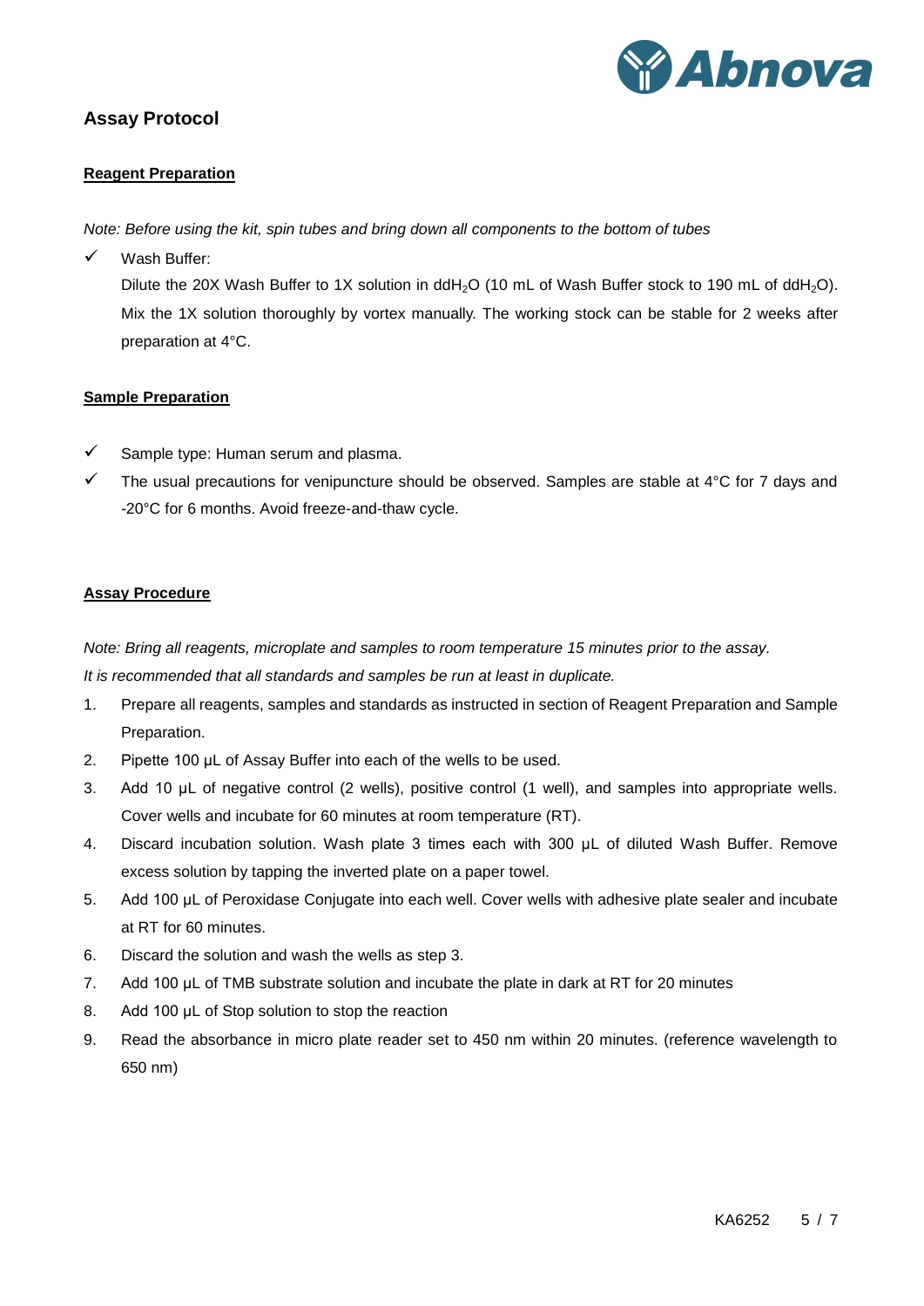## Assay Protocol

### Reagent Preparation

*Note: Before using the kit, spin tubes and bring down all components to the bottom of tubes*

- ✓ Wash Buffer:

  Dilute the 20X Wash Buffer to 1X solution in $ddH_2O$ (10 mL of Wash Buffer stock to 190 mL of $ddH_2O$). Mix the 1X solution thoroughly by vortex manually. The working stock can be stable for 2 weeks after preparation at 4°C.

### Sample Preparation

- ✓ Sample type: Human serum and plasma.
- ✓ The usual precautions for venipuncture should be observed. Samples are stable at 4°C for 7 days and -20°C for 6 months. Avoid freeze-and-thaw cycle.

### Assay Procedure

*Note: Bring all reagents, microplate and samples to room temperature 15 minutes prior to the assay.*
*It is recommended that all standards and samples be run at least in duplicate.*

1. Prepare all reagents, samples and standards as instructed in section of Reagent Preparation and Sample Preparation.
2. Pipette 100 µL of Assay Buffer into each of the wells to be used.
3. Add 10 µL of negative control (2 wells), positive control (1 well), and samples into appropriate wells. Cover wells and incubate for 60 minutes at room temperature (RT).
4. Discard incubation solution. Wash plate 3 times each with 300 µL of diluted Wash Buffer. Remove excess solution by tapping the inverted plate on a paper towel.
5. Add 100 µL of Peroxidase Conjugate into each well. Cover wells with adhesive plate sealer and incubate at RT for 60 minutes.
6. Discard the solution and wash the wells as step 3.
7. Add 100 µL of TMB substrate solution and incubate the plate in dark at RT for 20 minutes
8. Add 100 µL of Stop solution to stop the reaction
9. Read the absorbance in micro plate reader set to 450 nm within 20 minutes. (reference wavelength to 650 nm)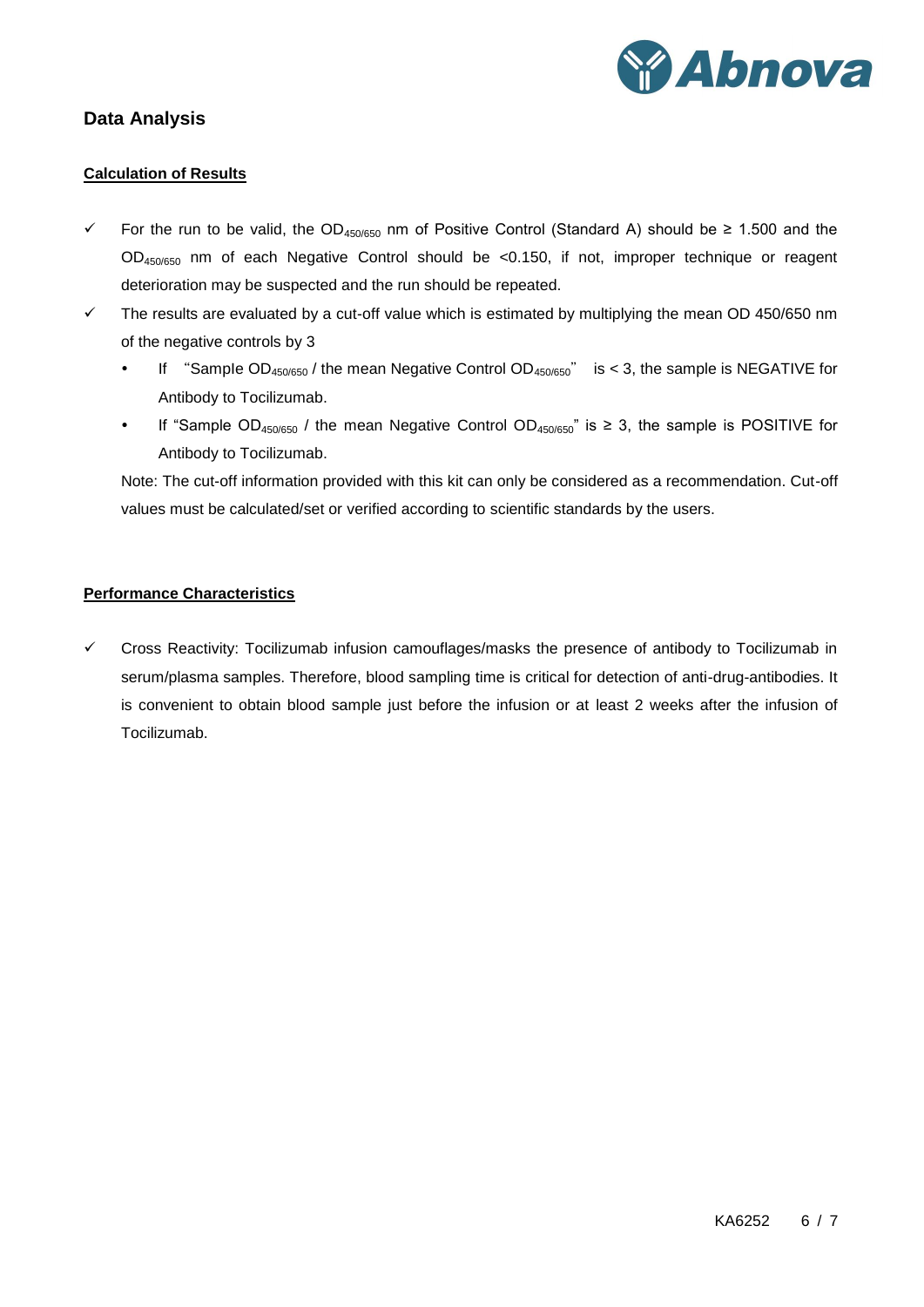## Data Analysis

### Calculation of Results

- ✓ For the run to be valid, the $OD_{450/650}$ nm of Positive Control (Standard A) should be ≥ 1.500 and the $OD_{450/650}$ nm of each Negative Control should be <0.150, if not, improper technique or reagent deterioration may be suspected and the run should be repeated.
- ✓ The results are evaluated by a cut-off value which is estimated by multiplying the mean OD 450/650 nm of the negative controls by 3
  - If "Sample $OD_{450/650}$ / the mean Negative Control $OD_{450/650}$" is < 3, the sample is NEGATIVE for Antibody to Tocilizumab.
  - If "Sample $OD_{450/650}$ / the mean Negative Control $OD_{450/650}$" is ≥ 3, the sample is POSITIVE for Antibody to Tocilizumab.

  Note: The cut-off information provided with this kit can only be considered as a recommendation. Cut-off values must be calculated/set or verified according to scientific standards by the users.

### Performance Characteristics

- ✓ Cross Reactivity: Tocilizumab infusion camouflages/masks the presence of antibody to Tocilizumab in serum/plasma samples. Therefore, blood sampling time is critical for detection of anti-drug-antibodies. It is convenient to obtain blood sample just before the infusion or at least 2 weeks after the infusion of Tocilizumab.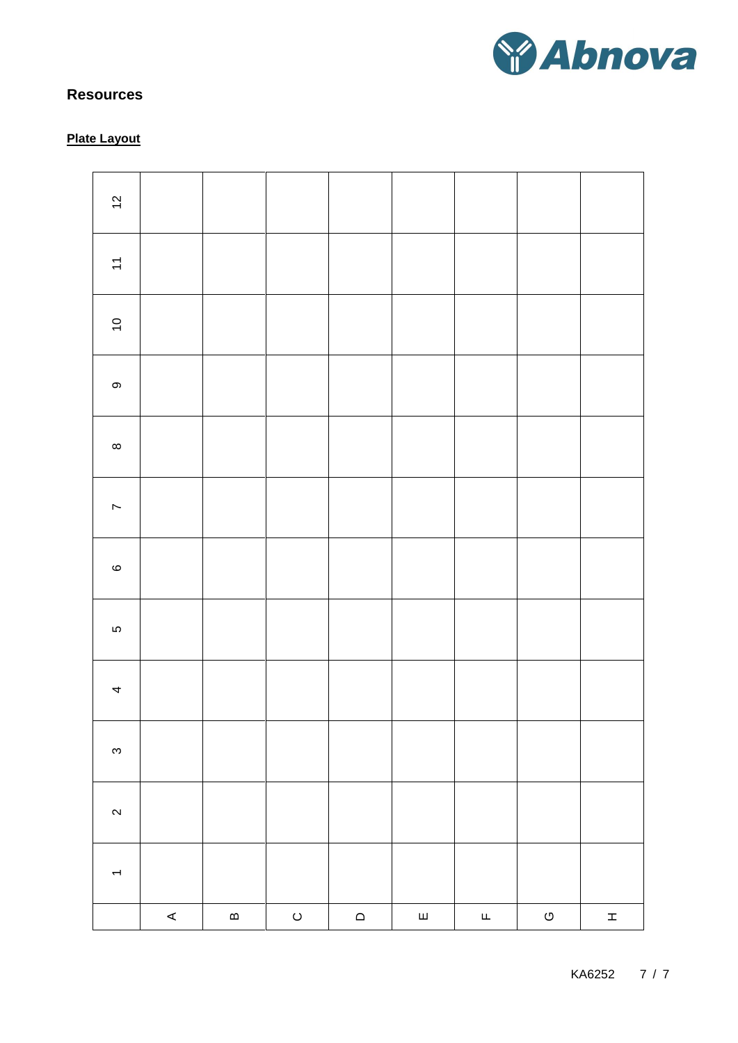## Resources

**Plate Layout**

| | 1 | 2 | 3 | 4 | 5 | 6 | 7 | 8 | 9 | 10 | 11 | 12 |
|---|---|---|---|---|---|---|---|---|---|---|---|---|
| A | | | | | | | | | | | | |
| B | | | | | | | | | | | | |
| C | | | | | | | | | | | | |
| D | | | | | | | | | | | | |
| E | | | | | | | | | | | | |
| F | | | | | | | | | | | | |
| G | | | | | | | | | | | | |
| H | | | | | | | | | | | | |